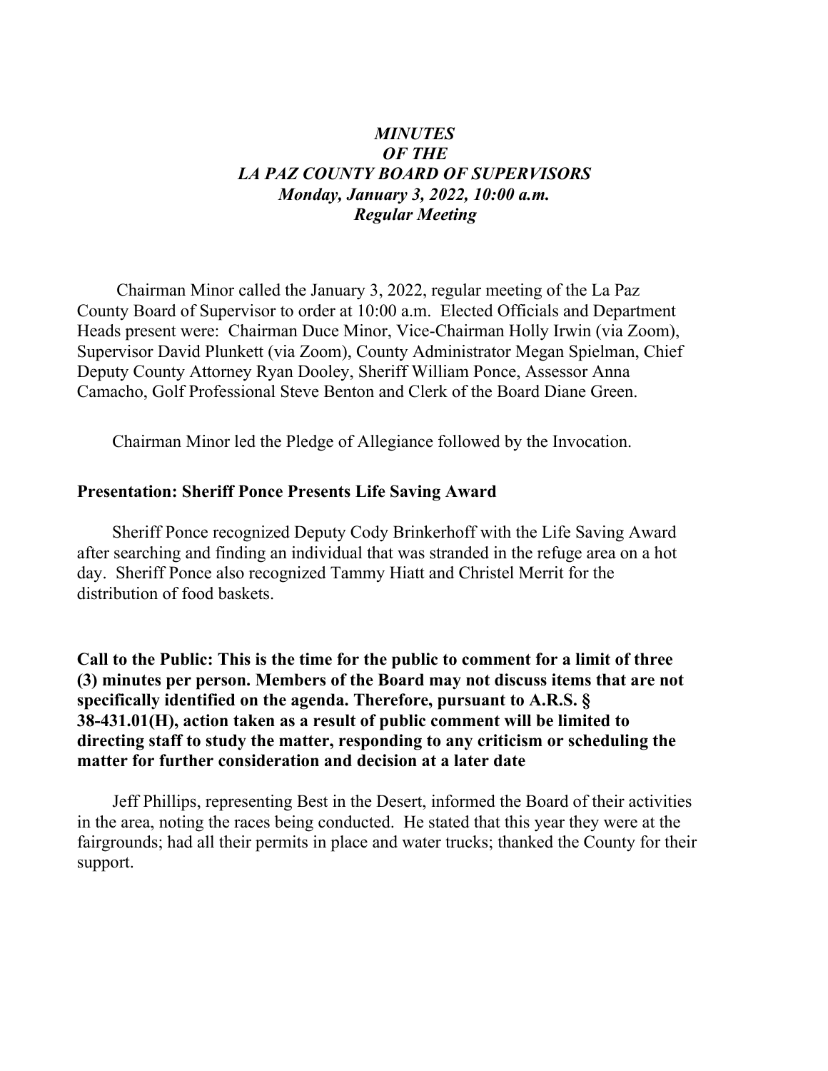***MINUTES***
***OF THE***
***LA PAZ COUNTY BOARD OF SUPERVISORS***
***Monday, January 3, 2022, 10:00 a.m.***
***Regular Meeting***

Chairman Minor called the January 3, 2022, regular meeting of the La Paz County Board of Supervisor to order at 10:00 a.m. Elected Officials and Department Heads present were: Chairman Duce Minor, Vice-Chairman Holly Irwin (via Zoom), Supervisor David Plunkett (via Zoom), County Administrator Megan Spielman, Chief Deputy County Attorney Ryan Dooley, Sheriff William Ponce, Assessor Anna Camacho, Golf Professional Steve Benton and Clerk of the Board Diane Green.

Chairman Minor led the Pledge of Allegiance followed by the Invocation.

**Presentation: Sheriff Ponce Presents Life Saving Award**

Sheriff Ponce recognized Deputy Cody Brinkerhoff with the Life Saving Award after searching and finding an individual that was stranded in the refuge area on a hot day. Sheriff Ponce also recognized Tammy Hiatt and Christel Merrit for the distribution of food baskets.

**Call to the Public: This is the time for the public to comment for a limit of three (3) minutes per person. Members of the Board may not discuss items that are not specifically identified on the agenda. Therefore, pursuant to A.R.S. § 38-431.01(H), action taken as a result of public comment will be limited to directing staff to study the matter, responding to any criticism or scheduling the matter for further consideration and decision at a later date**

Jeff Phillips, representing Best in the Desert, informed the Board of their activities in the area, noting the races being conducted. He stated that this year they were at the fairgrounds; had all their permits in place and water trucks; thanked the County for their support.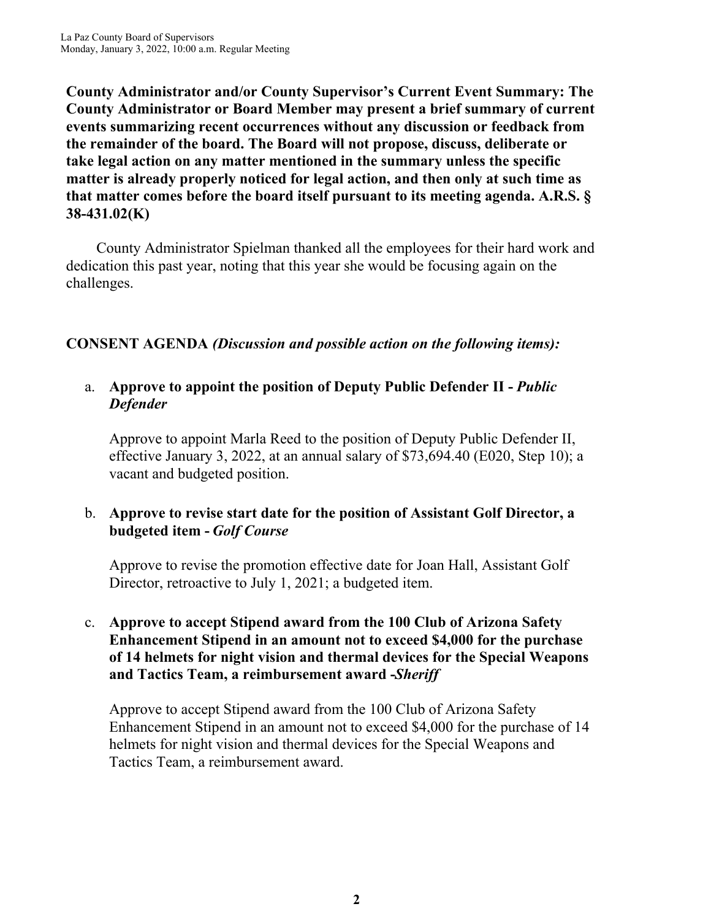**County Administrator and/or County Supervisor's Current Event Summary: The County Administrator or Board Member may present a brief summary of current events summarizing recent occurrences without any discussion or feedback from the remainder of the board. The Board will not propose, discuss, deliberate or take legal action on any matter mentioned in the summary unless the specific matter is already properly noticed for legal action, and then only at such time as that matter comes before the board itself pursuant to its meeting agenda. A.R.S. § 38-431.02(K)**

County Administrator Spielman thanked all the employees for their hard work and dedication this past year, noting that this year she would be focusing again on the challenges.

**CONSENT AGENDA** ***(Discussion and possible action on the following items):***

a. **Approve to appoint the position of Deputy Public Defender II -** ***Public Defender***

   Approve to appoint Marla Reed to the position of Deputy Public Defender II, effective January 3, 2022, at an annual salary of $73,694.40 (E020, Step 10); a vacant and budgeted position.

b. **Approve to revise start date for the position of Assistant Golf Director, a budgeted item -** ***Golf Course***

   Approve to revise the promotion effective date for Joan Hall, Assistant Golf Director, retroactive to July 1, 2021; a budgeted item.

c. **Approve to accept Stipend award from the 100 Club of Arizona Safety Enhancement Stipend in an amount not to exceed $4,000 for the purchase of 14 helmets for night vision and thermal devices for the Special Weapons and Tactics Team, a reimbursement award -*****Sheriff***

   Approve to accept Stipend award from the 100 Club of Arizona Safety Enhancement Stipend in an amount not to exceed $4,000 for the purchase of 14 helmets for night vision and thermal devices for the Special Weapons and Tactics Team, a reimbursement award.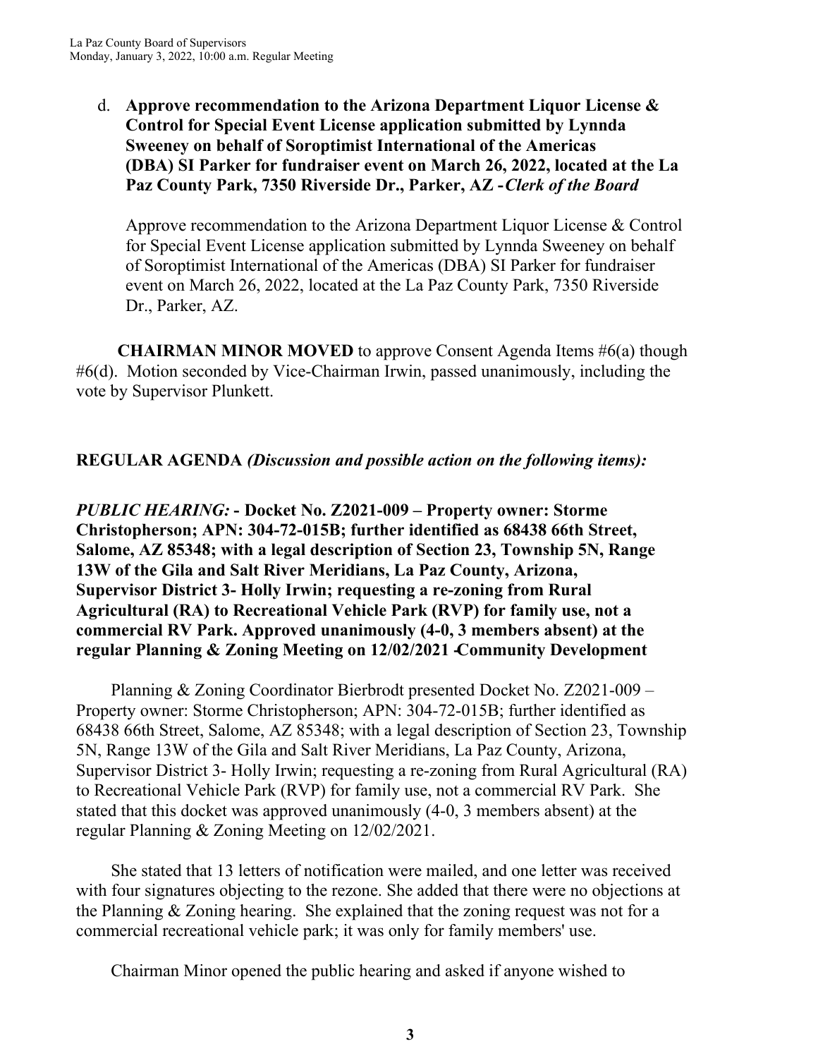d. **Approve recommendation to the Arizona Department Liquor License & Control for Special Event License application submitted by Lynnda Sweeney on behalf of Soroptimist International of the Americas (DBA) SI Parker for fundraiser event on March 26, 2022, located at the La Paz County Park, 7350 Riverside Dr., Parker, AZ -** ***Clerk of the Board***

Approve recommendation to the Arizona Department Liquor License & Control for Special Event License application submitted by Lynnda Sweeney on behalf of Soroptimist International of the Americas (DBA) SI Parker for fundraiser event on March 26, 2022, located at the La Paz County Park, 7350 Riverside Dr., Parker, AZ.

**CHAIRMAN MINOR MOVED** to approve Consent Agenda Items #6(a) though #6(d). Motion seconded by Vice-Chairman Irwin, passed unanimously, including the vote by Supervisor Plunkett.

**REGULAR AGENDA** ***(Discussion and possible action on the following items):***

***PUBLIC HEARING:*** **- Docket No. Z2021-009 – Property owner: Storme Christopherson; APN: 304-72-015B; further identified as 68438 66th Street, Salome, AZ 85348; with a legal description of Section 23, Township 5N, Range 13W of the Gila and Salt River Meridians, La Paz County, Arizona, Supervisor District 3- Holly Irwin; requesting a re-zoning from Rural Agricultural (RA) to Recreational Vehicle Park (RVP) for family use, not a commercial RV Park. Approved unanimously (4-0, 3 members absent) at the regular Planning & Zoning Meeting on 12/02/2021 -Community Development**

Planning & Zoning Coordinator Bierbrodt presented Docket No. Z2021-009 – Property owner: Storme Christopherson; APN: 304-72-015B; further identified as 68438 66th Street, Salome, AZ 85348; with a legal description of Section 23, Township 5N, Range 13W of the Gila and Salt River Meridians, La Paz County, Arizona, Supervisor District 3- Holly Irwin; requesting a re-zoning from Rural Agricultural (RA) to Recreational Vehicle Park (RVP) for family use, not a commercial RV Park. She stated that this docket was approved unanimously (4-0, 3 members absent) at the regular Planning & Zoning Meeting on 12/02/2021.

She stated that 13 letters of notification were mailed, and one letter was received with four signatures objecting to the rezone. She added that there were no objections at the Planning & Zoning hearing. She explained that the zoning request was not for a commercial recreational vehicle park; it was only for family members' use.

Chairman Minor opened the public hearing and asked if anyone wished to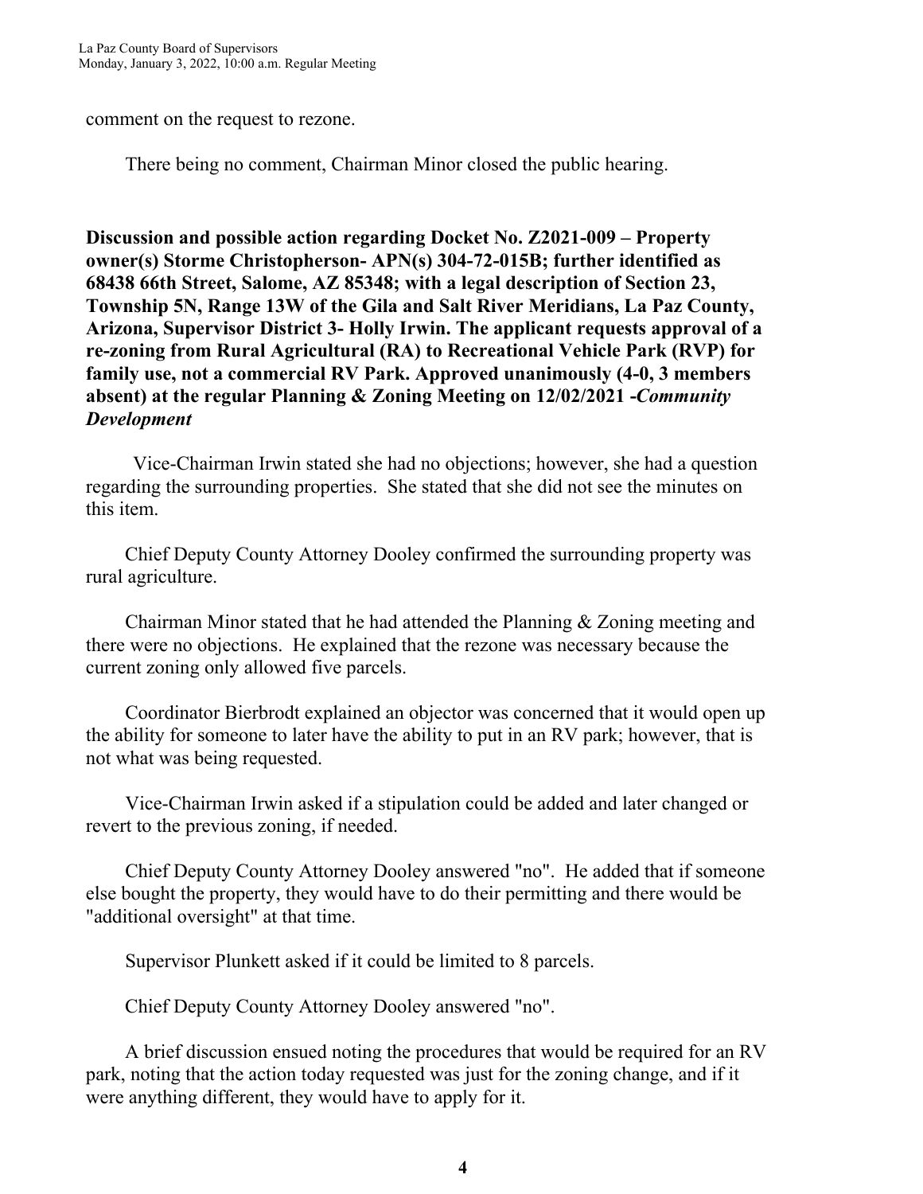comment on the request to rezone.

There being no comment, Chairman Minor closed the public hearing.

**Discussion and possible action regarding Docket No. Z2021-009 – Property owner(s) Storme Christopherson- APN(s) 304-72-015B; further identified as 68438 66th Street, Salome, AZ 85348; with a legal description of Section 23, Township 5N, Range 13W of the Gila and Salt River Meridians, La Paz County, Arizona, Supervisor District 3- Holly Irwin. The applicant requests approval of a re-zoning from Rural Agricultural (RA) to Recreational Vehicle Park (RVP) for family use, not a commercial RV Park. Approved unanimously (4-0, 3 members absent) at the regular Planning & Zoning Meeting on 12/02/2021 -*Community Development***

Vice-Chairman Irwin stated she had no objections; however, she had a question regarding the surrounding properties. She stated that she did not see the minutes on this item.

Chief Deputy County Attorney Dooley confirmed the surrounding property was rural agriculture.

Chairman Minor stated that he had attended the Planning & Zoning meeting and there were no objections. He explained that the rezone was necessary because the current zoning only allowed five parcels.

Coordinator Bierbrodt explained an objector was concerned that it would open up the ability for someone to later have the ability to put in an RV park; however, that is not what was being requested.

Vice-Chairman Irwin asked if a stipulation could be added and later changed or revert to the previous zoning, if needed.

Chief Deputy County Attorney Dooley answered "no". He added that if someone else bought the property, they would have to do their permitting and there would be "additional oversight" at that time.

Supervisor Plunkett asked if it could be limited to 8 parcels.

Chief Deputy County Attorney Dooley answered "no".

A brief discussion ensued noting the procedures that would be required for an RV park, noting that the action today requested was just for the zoning change, and if it were anything different, they would have to apply for it.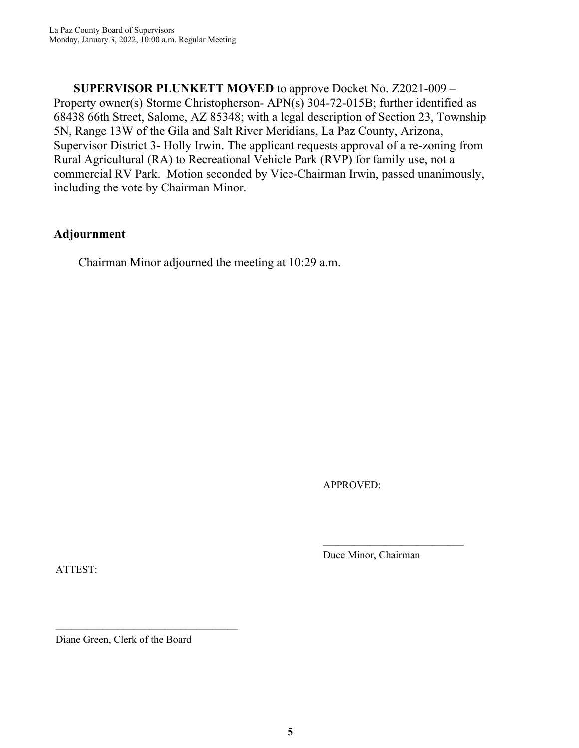**SUPERVISOR PLUNKETT MOVED** to approve Docket No. Z2021-009 – Property owner(s) Storme Christopherson- APN(s) 304-72-015B; further identified as 68438 66th Street, Salome, AZ 85348; with a legal description of Section 23, Township 5N, Range 13W of the Gila and Salt River Meridians, La Paz County, Arizona, Supervisor District 3- Holly Irwin. The applicant requests approval of a re-zoning from Rural Agricultural (RA) to Recreational Vehicle Park (RVP) for family use, not a commercial RV Park. Motion seconded by Vice-Chairman Irwin, passed unanimously, including the vote by Chairman Minor.

## Adjournment

Chairman Minor adjourned the meeting at 10:29 a.m.

APPROVED:

___________________________

Duce Minor, Chairman

ATTEST:

___________________________________

Diane Green, Clerk of the Board